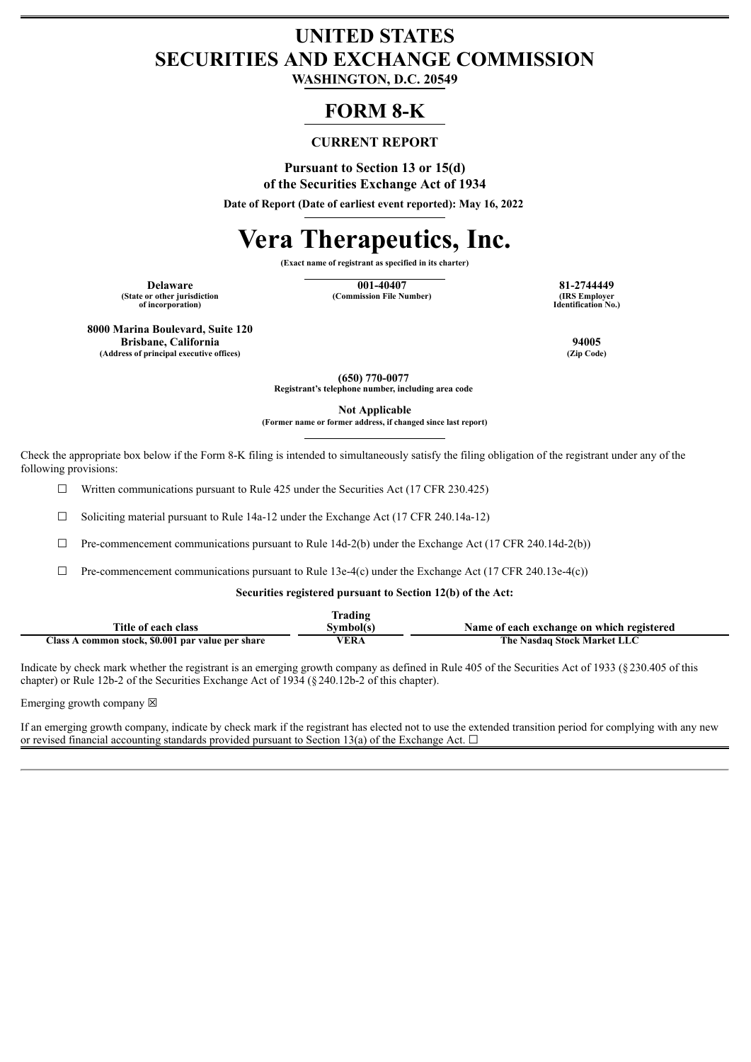# UNITED STATES
# SECURITIES AND EXCHANGE COMMISSION

**WASHINGTON, D.C. 20549**

## FORM 8-K

### CURRENT REPORT

**Pursuant to Section 13 or 15(d)**
**of the Securities Exchange Act of 1934**

**Date of Report (Date of earliest event reported): May 16, 2022**

# Vera Therapeutics, Inc.

**(Exact name of registrant as specified in its charter)**

| Delaware | 001-40407 | 81-2744449 |
|---|---|---|
| (State or other jurisdiction of incorporation) | (Commission File Number) | (IRS Employer Identification No.) |

| 8000 Marina Boulevard, Suite 120 Brisbane, California | 94005 |
|---|---|
| (Address of principal executive offices) | (Zip Code) |

**(650) 770-0077**
**Registrant's telephone number, including area code**

**Not Applicable**
**(Former name or former address, if changed since last report)**

Check the appropriate box below if the Form 8-K filing is intended to simultaneously satisfy the filing obligation of the registrant under any of the following provisions:

☐ Written communications pursuant to Rule 425 under the Securities Act (17 CFR 230.425)

☐ Soliciting material pursuant to Rule 14a-12 under the Exchange Act (17 CFR 240.14a-12)

☐ Pre-commencement communications pursuant to Rule 14d-2(b) under the Exchange Act (17 CFR 240.14d-2(b))

☐ Pre-commencement communications pursuant to Rule 13e-4(c) under the Exchange Act (17 CFR 240.13e-4(c))

**Securities registered pursuant to Section 12(b) of the Act:**

| Title of each class | Trading Symbol(s) | Name of each exchange on which registered |
|---|---|---|
| Class A common stock, $0.001 par value per share | VERA | The Nasdaq Stock Market LLC |

Indicate by check mark whether the registrant is an emerging growth company as defined in Rule 405 of the Securities Act of 1933 (§230.405 of this chapter) or Rule 12b-2 of the Securities Exchange Act of 1934 (§240.12b-2 of this chapter).

Emerging growth company ☒

If an emerging growth company, indicate by check mark if the registrant has elected not to use the extended transition period for complying with any new or revised financial accounting standards provided pursuant to Section 13(a) of the Exchange Act. ☐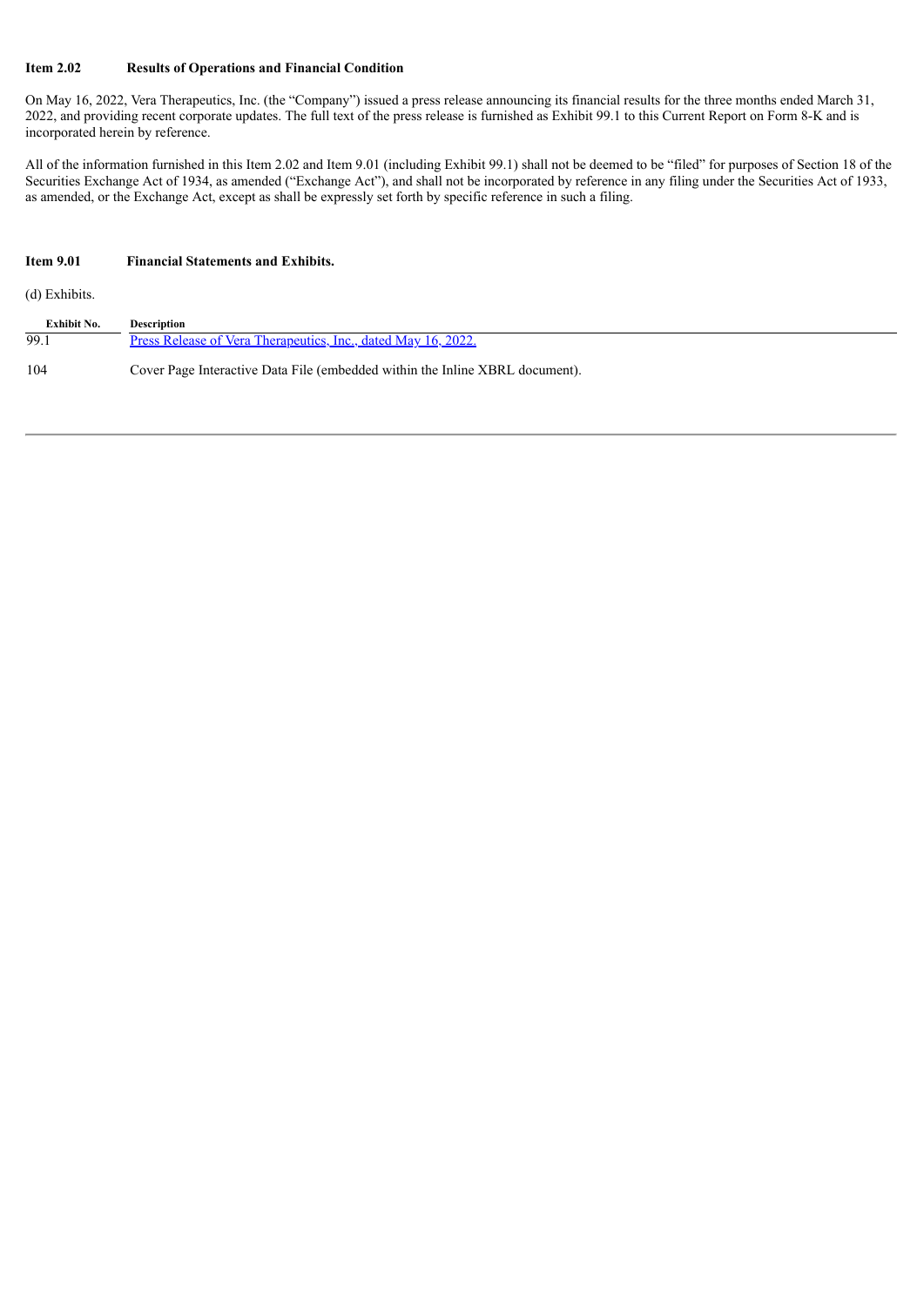**Item 2.02 Results of Operations and Financial Condition**

On May 16, 2022, Vera Therapeutics, Inc. (the "Company") issued a press release announcing its financial results for the three months ended March 31, 2022, and providing recent corporate updates. The full text of the press release is furnished as Exhibit 99.1 to this Current Report on Form 8-K and is incorporated herein by reference.

All of the information furnished in this Item 2.02 and Item 9.01 (including Exhibit 99.1) shall not be deemed to be "filed" for purposes of Section 18 of the Securities Exchange Act of 1934, as amended ("Exchange Act"), and shall not be incorporated by reference in any filing under the Securities Act of 1933, as amended, or the Exchange Act, except as shall be expressly set forth by specific reference in such a filing.

**Item 9.01 Financial Statements and Exhibits.**

(d) Exhibits.

| Exhibit No. | Description |
|---|---|
| 99.1 | Press Release of Vera Therapeutics, Inc., dated May 16, 2022. |
| 104 | Cover Page Interactive Data File (embedded within the Inline XBRL document). |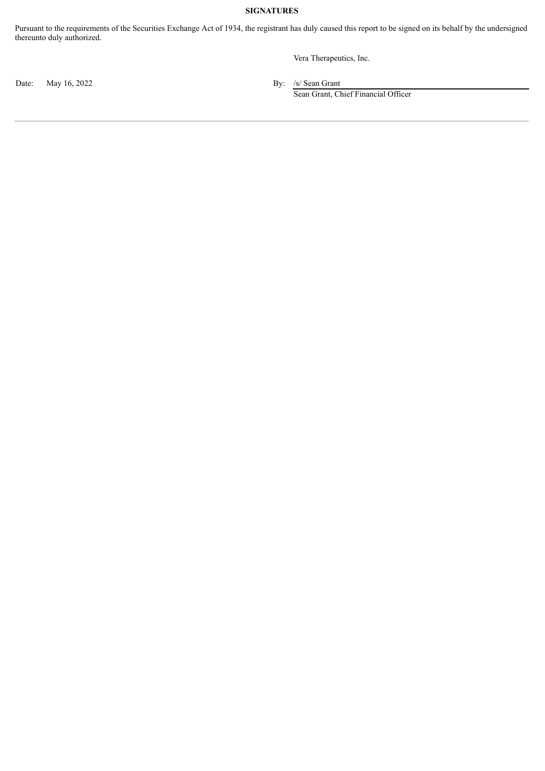**SIGNATURES**

Pursuant to the requirements of the Securities Exchange Act of 1934, the registrant has duly caused this report to be signed on its behalf by the undersigned thereunto duly authorized.

| | | | |
|---|---|---|---|
| | | | Vera Therapeutics, Inc. |
| Date: | May 16, 2022 | By: | /s/ Sean Grant |
| | | | Sean Grant, Chief Financial Officer |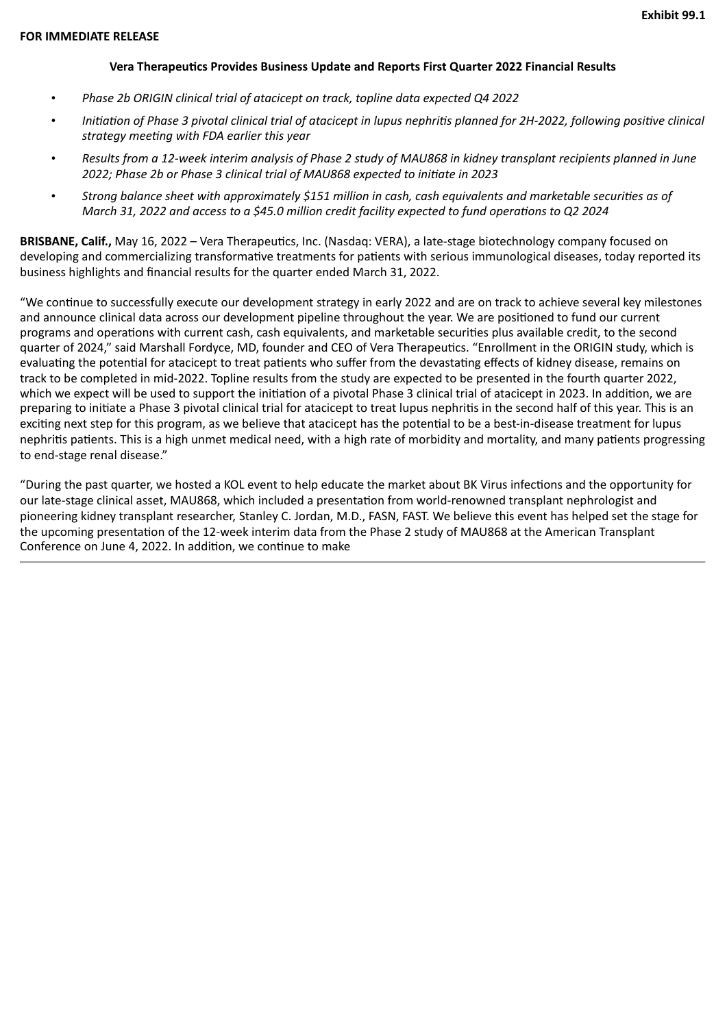**Exhibit 99.1**

**FOR IMMEDIATE RELEASE**

**Vera Therapeutics Provides Business Update and Reports First Quarter 2022 Financial Results**

- *Phase 2b ORIGIN clinical trial of atacicept on track, topline data expected Q4 2022*
- *Initiation of Phase 3 pivotal clinical trial of atacicept in lupus nephritis planned for 2H-2022, following positive clinical strategy meeting with FDA earlier this year*
- *Results from a 12-week interim analysis of Phase 2 study of MAU868 in kidney transplant recipients planned in June 2022; Phase 2b or Phase 3 clinical trial of MAU868 expected to initiate in 2023*
- *Strong balance sheet with approximately $151 million in cash, cash equivalents and marketable securities as of March 31, 2022 and access to a $45.0 million credit facility expected to fund operations to Q2 2024*

**BRISBANE, Calif.,** May 16, 2022 – Vera Therapeutics, Inc. (Nasdaq: VERA), a late-stage biotechnology company focused on developing and commercializing transformative treatments for patients with serious immunological diseases, today reported its business highlights and financial results for the quarter ended March 31, 2022.

"We continue to successfully execute our development strategy in early 2022 and are on track to achieve several key milestones and announce clinical data across our development pipeline throughout the year. We are positioned to fund our current programs and operations with current cash, cash equivalents, and marketable securities plus available credit, to the second quarter of 2024," said Marshall Fordyce, MD, founder and CEO of Vera Therapeutics. "Enrollment in the ORIGIN study, which is evaluating the potential for atacicept to treat patients who suffer from the devastating effects of kidney disease, remains on track to be completed in mid-2022. Topline results from the study are expected to be presented in the fourth quarter 2022, which we expect will be used to support the initiation of a pivotal Phase 3 clinical trial of atacicept in 2023. In addition, we are preparing to initiate a Phase 3 pivotal clinical trial for atacicept to treat lupus nephritis in the second half of this year. This is an exciting next step for this program, as we believe that atacicept has the potential to be a best-in-disease treatment for lupus nephritis patients. This is a high unmet medical need, with a high rate of morbidity and mortality, and many patients progressing to end-stage renal disease."

"During the past quarter, we hosted a KOL event to help educate the market about BK Virus infections and the opportunity for our late-stage clinical asset, MAU868, which included a presentation from world-renowned transplant nephrologist and pioneering kidney transplant researcher, Stanley C. Jordan, M.D., FASN, FAST. We believe this event has helped set the stage for the upcoming presentation of the 12-week interim data from the Phase 2 study of MAU868 at the American Transplant Conference on June 4, 2022. In addition, we continue to make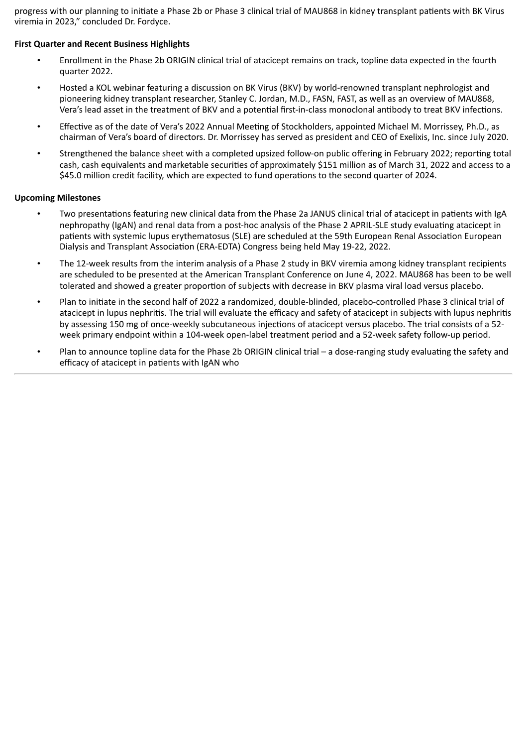progress with our planning to initiate a Phase 2b or Phase 3 clinical trial of MAU868 in kidney transplant patients with BK Virus viremia in 2023," concluded Dr. Fordyce.

**First Quarter and Recent Business Highlights**

- Enrollment in the Phase 2b ORIGIN clinical trial of atacicept remains on track, topline data expected in the fourth quarter 2022.
- Hosted a KOL webinar featuring a discussion on BK Virus (BKV) by world-renowned transplant nephrologist and pioneering kidney transplant researcher, Stanley C. Jordan, M.D., FASN, FAST, as well as an overview of MAU868, Vera's lead asset in the treatment of BKV and a potential first-in-class monoclonal antibody to treat BKV infections.
- Effective as of the date of Vera's 2022 Annual Meeting of Stockholders, appointed Michael M. Morrissey, Ph.D., as chairman of Vera's board of directors. Dr. Morrissey has served as president and CEO of Exelixis, Inc. since July 2020.
- Strengthened the balance sheet with a completed upsized follow-on public offering in February 2022; reporting total cash, cash equivalents and marketable securities of approximately $151 million as of March 31, 2022 and access to a $45.0 million credit facility, which are expected to fund operations to the second quarter of 2024.

**Upcoming Milestones**

- Two presentations featuring new clinical data from the Phase 2a JANUS clinical trial of atacicept in patients with IgA nephropathy (IgAN) and renal data from a post-hoc analysis of the Phase 2 APRIL-SLE study evaluating atacicept in patients with systemic lupus erythematosus (SLE) are scheduled at the 59th European Renal Association European Dialysis and Transplant Association (ERA-EDTA) Congress being held May 19-22, 2022.
- The 12-week results from the interim analysis of a Phase 2 study in BKV viremia among kidney transplant recipients are scheduled to be presented at the American Transplant Conference on June 4, 2022. MAU868 has been to be well tolerated and showed a greater proportion of subjects with decrease in BKV plasma viral load versus placebo.
- Plan to initiate in the second half of 2022 a randomized, double-blinded, placebo-controlled Phase 3 clinical trial of atacicept in lupus nephritis. The trial will evaluate the efficacy and safety of atacicept in subjects with lupus nephritis by assessing 150 mg of once-weekly subcutaneous injections of atacicept versus placebo. The trial consists of a 52-week primary endpoint within a 104-week open-label treatment period and a 52-week safety follow-up period.
- Plan to announce topline data for the Phase 2b ORIGIN clinical trial – a dose-ranging study evaluating the safety and efficacy of atacicept in patients with IgAN who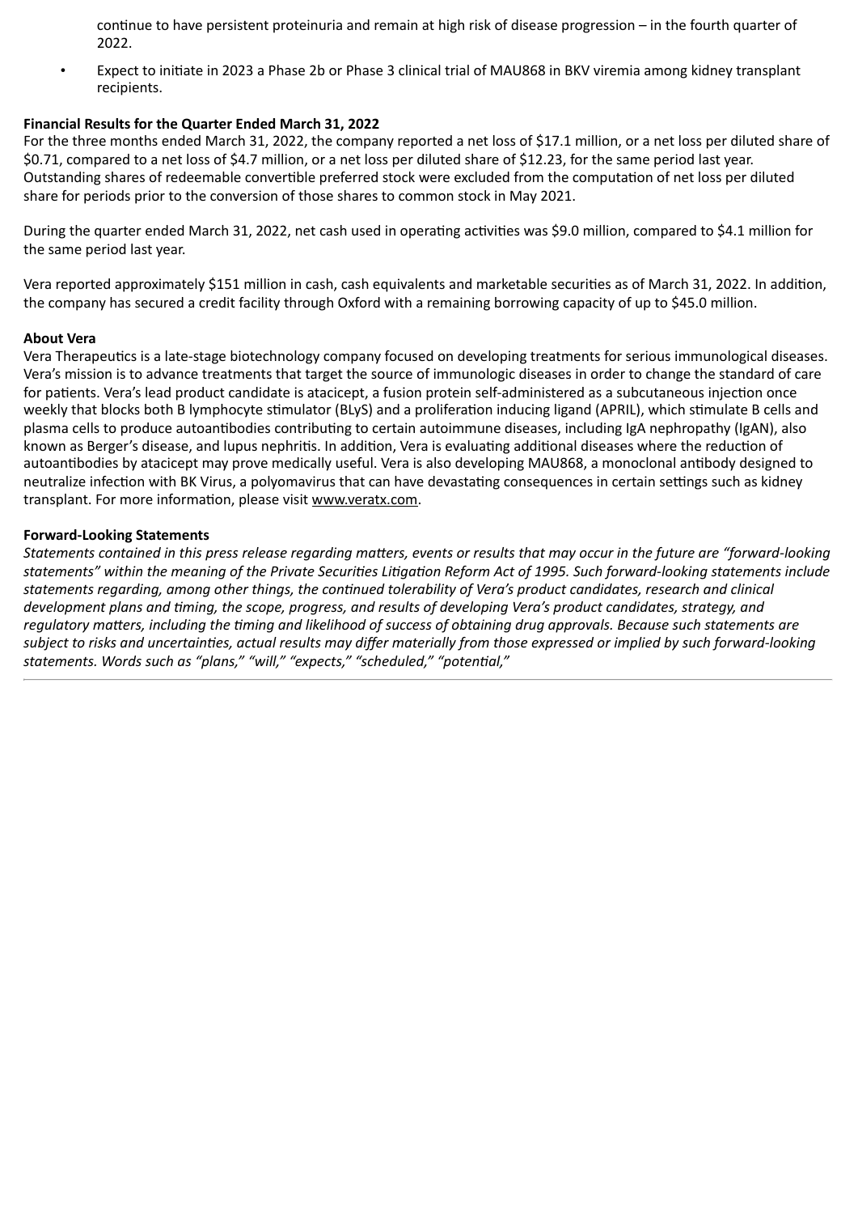continue to have persistent proteinuria and remain at high risk of disease progression – in the fourth quarter of 2022.

- Expect to initiate in 2023 a Phase 2b or Phase 3 clinical trial of MAU868 in BKV viremia among kidney transplant recipients.

**Financial Results for the Quarter Ended March 31, 2022**

For the three months ended March 31, 2022, the company reported a net loss of $17.1 million, or a net loss per diluted share of $0.71, compared to a net loss of $4.7 million, or a net loss per diluted share of $12.23, for the same period last year. Outstanding shares of redeemable convertible preferred stock were excluded from the computation of net loss per diluted share for periods prior to the conversion of those shares to common stock in May 2021.

During the quarter ended March 31, 2022, net cash used in operating activities was $9.0 million, compared to $4.1 million for the same period last year.

Vera reported approximately $151 million in cash, cash equivalents and marketable securities as of March 31, 2022. In addition, the company has secured a credit facility through Oxford with a remaining borrowing capacity of up to $45.0 million.

**About Vera**

Vera Therapeutics is a late-stage biotechnology company focused on developing treatments for serious immunological diseases. Vera's mission is to advance treatments that target the source of immunologic diseases in order to change the standard of care for patients. Vera's lead product candidate is atacicept, a fusion protein self-administered as a subcutaneous injection once weekly that blocks both B lymphocyte stimulator (BLyS) and a proliferation inducing ligand (APRIL), which stimulate B cells and plasma cells to produce autoantibodies contributing to certain autoimmune diseases, including IgA nephropathy (IgAN), also known as Berger's disease, and lupus nephritis. In addition, Vera is evaluating additional diseases where the reduction of autoantibodies by atacicept may prove medically useful. Vera is also developing MAU868, a monoclonal antibody designed to neutralize infection with BK Virus, a polyomavirus that can have devastating consequences in certain settings such as kidney transplant. For more information, please visit www.veratx.com.

**Forward-Looking Statements**

*Statements contained in this press release regarding matters, events or results that may occur in the future are "forward-looking statements" within the meaning of the Private Securities Litigation Reform Act of 1995. Such forward-looking statements include statements regarding, among other things, the continued tolerability of Vera's product candidates, research and clinical development plans and timing, the scope, progress, and results of developing Vera's product candidates, strategy, and regulatory matters, including the timing and likelihood of success of obtaining drug approvals. Because such statements are subject to risks and uncertainties, actual results may differ materially from those expressed or implied by such forward-looking statements. Words such as "plans," "will," "expects," "scheduled," "potential,"*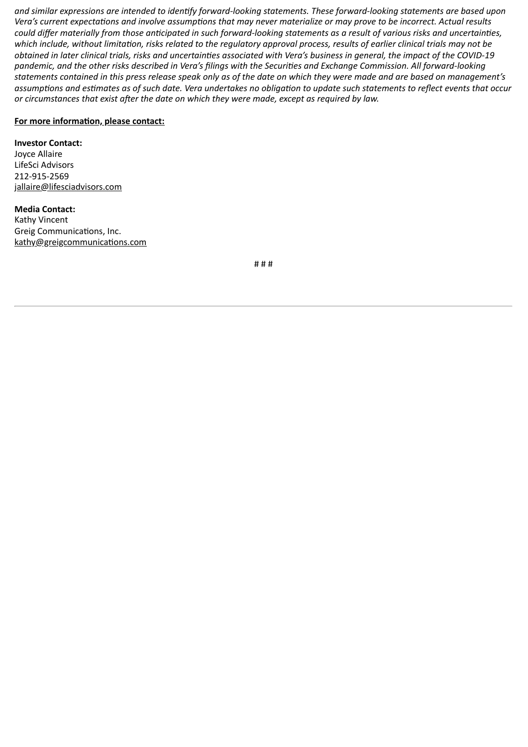*and similar expressions are intended to identify forward-looking statements. These forward-looking statements are based upon Vera's current expectations and involve assumptions that may never materialize or may prove to be incorrect. Actual results could differ materially from those anticipated in such forward-looking statements as a result of various risks and uncertainties, which include, without limitation, risks related to the regulatory approval process, results of earlier clinical trials may not be obtained in later clinical trials, risks and uncertainties associated with Vera's business in general, the impact of the COVID-19 pandemic, and the other risks described in Vera's filings with the Securities and Exchange Commission. All forward-looking statements contained in this press release speak only as of the date on which they were made and are based on management's assumptions and estimates as of such date. Vera undertakes no obligation to update such statements to reflect events that occur or circumstances that exist after the date on which they were made, except as required by law.*

**For more information, please contact:**

**Investor Contact:**
Joyce Allaire
LifeSci Advisors
212-915-2569
jallaire@lifesciadvisors.com

**Media Contact:**
Kathy Vincent
Greig Communications, Inc.
kathy@greigcommunications.com

# # #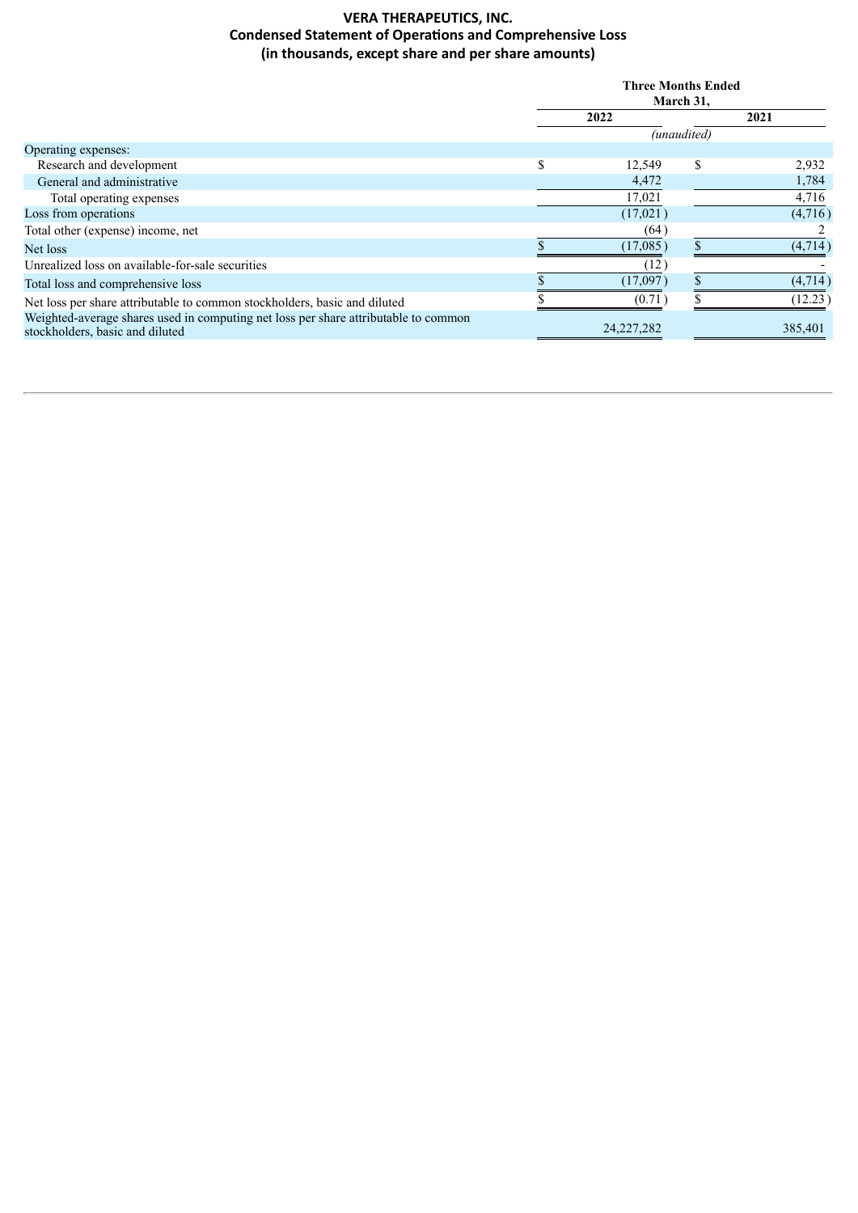# VERA THERAPEUTICS, INC.
## Condensed Statement of Operations and Comprehensive Loss
### (in thousands, except share and per share amounts)

| | Three Months Ended March 31, | |
|---|---|---|
| | 2022 | 2021 |
| | *(unaudited)* | |
| Operating expenses: | | |
| Research and development | $ 12,549 | $ 2,932 |
| General and administrative | 4,472 | 1,784 |
| Total operating expenses | 17,021 | 4,716 |
| Loss from operations | (17,021) | (4,716) |
| Total other (expense) income, net | (64) | 2 |
| Net loss | $ (17,085) | $ (4,714) |
| Unrealized loss on available-for-sale securities | (12) | - |
| Total loss and comprehensive loss | $ (17,097) | $ (4,714) |
| Net loss per share attributable to common stockholders, basic and diluted | $ (0.71) | $ (12.23) |
| Weighted-average shares used in computing net loss per share attributable to common stockholders, basic and diluted | 24,227,282 | 385,401 |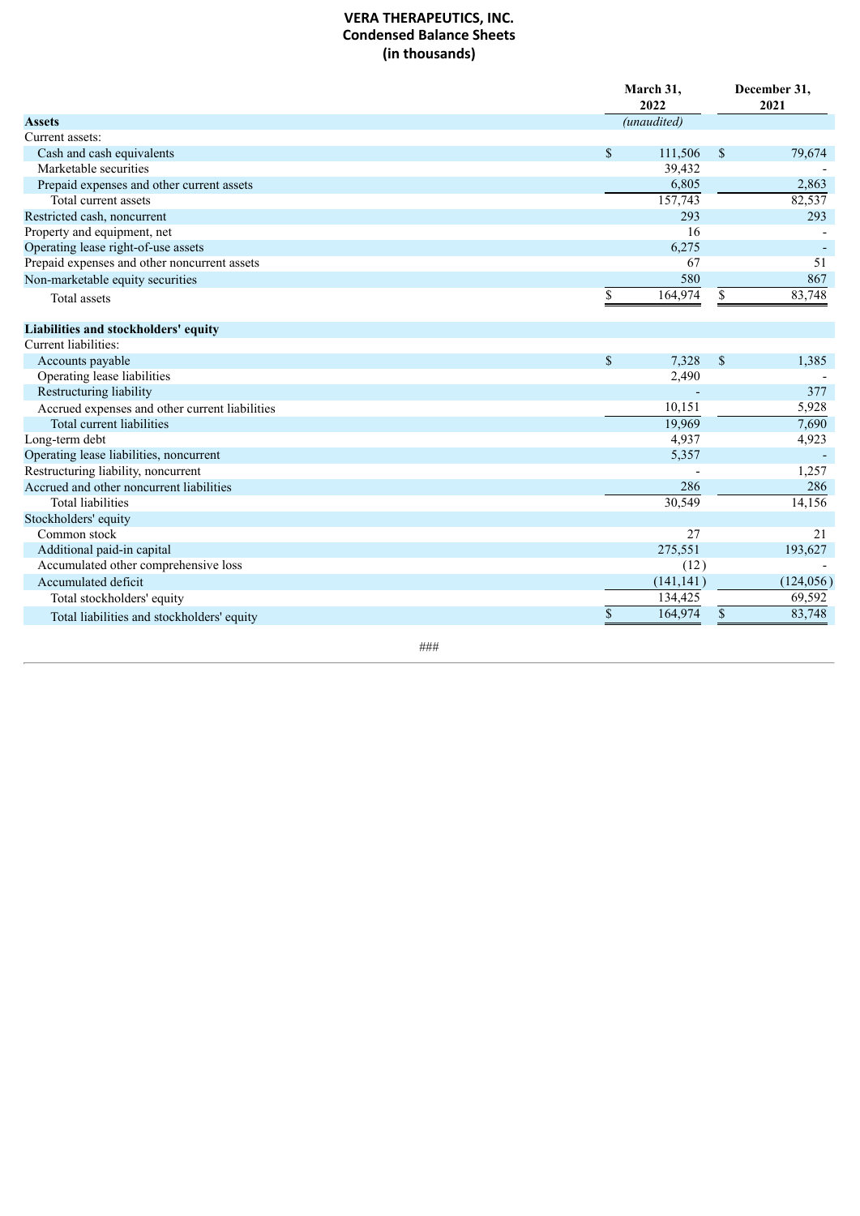**VERA THERAPEUTICS, INC.**
**Condensed Balance Sheets**
**(in thousands)**

| | March 31, 2022 | December 31, 2021 |
|---|---|---|
| **Assets** | *(unaudited)* | |
| Current assets: | | |
| Cash and cash equivalents | $ 111,506 | $ 79,674 |
| Marketable securities | 39,432 | - |
| Prepaid expenses and other current assets | 6,805 | 2,863 |
| Total current assets | 157,743 | 82,537 |
| Restricted cash, noncurrent | 293 | 293 |
| Property and equipment, net | 16 | - |
| Operating lease right-of-use assets | 6,275 | - |
| Prepaid expenses and other noncurrent assets | 67 | 51 |
| Non-marketable equity securities | 580 | 867 |
| Total assets | $ 164,974 | $ 83,748 |
| | | |
| **Liabilities and stockholders' equity** | | |
| Current liabilities: | | |
| Accounts payable | $ 7,328 | $ 1,385 |
| Operating lease liabilities | 2,490 | - |
| Restructuring liability | - | 377 |
| Accrued expenses and other current liabilities | 10,151 | 5,928 |
| Total current liabilities | 19,969 | 7,690 |
| Long-term debt | 4,937 | 4,923 |
| Operating lease liabilities, noncurrent | 5,357 | - |
| Restructuring liability, noncurrent | - | 1,257 |
| Accrued and other noncurrent liabilities | 286 | 286 |
| Total liabilities | 30,549 | 14,156 |
| Stockholders' equity | | |
| Common stock | 27 | 21 |
| Additional paid-in capital | 275,551 | 193,627 |
| Accumulated other comprehensive loss | (12) | - |
| Accumulated deficit | (141,141) | (124,056) |
| Total stockholders' equity | 134,425 | 69,592 |
| Total liabilities and stockholders' equity | $ 164,974 | $ 83,748 |

###